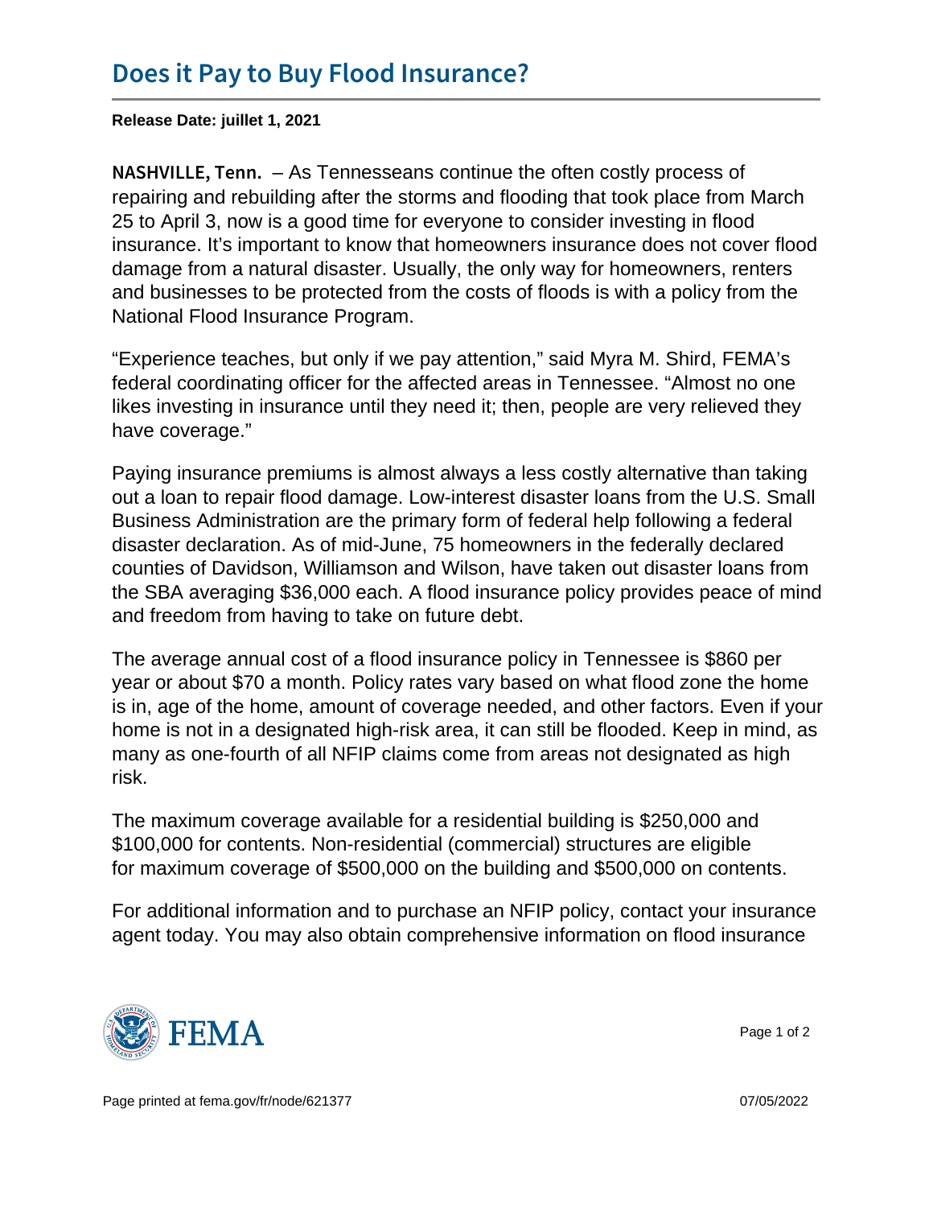# Does it Pay to Buy Flood Insurance?

**Release Date: juillet 1, 2021**

**NASHVILLE, Tenn.** – As Tennesseans continue the often costly process of repairing and rebuilding after the storms and flooding that took place from March 25 to April 3, now is a good time for everyone to consider investing in flood insurance. It's important to know that homeowners insurance does not cover flood damage from a natural disaster. Usually, the only way for homeowners, renters and businesses to be protected from the costs of floods is with a policy from the National Flood Insurance Program.

"Experience teaches, but only if we pay attention," said Myra M. Shird, FEMA's federal coordinating officer for the affected areas in Tennessee. "Almost no one likes investing in insurance until they need it; then, people are very relieved they have coverage."

Paying insurance premiums is almost always a less costly alternative than taking out a loan to repair flood damage. Low-interest disaster loans from the U.S. Small Business Administration are the primary form of federal help following a federal disaster declaration. As of mid-June, 75 homeowners in the federally declared counties of Davidson, Williamson and Wilson, have taken out disaster loans from the SBA averaging $36,000 each. A flood insurance policy provides peace of mind and freedom from having to take on future debt.

The average annual cost of a flood insurance policy in Tennessee is $860 per year or about $70 a month. Policy rates vary based on what flood zone the home is in, age of the home, amount of coverage needed, and other factors. Even if your home is not in a designated high-risk area, it can still be flooded. Keep in mind, as many as one-fourth of all NFIP claims come from areas not designated as high risk.

The maximum coverage available for a residential building is $250,000 and $100,000 for contents. Non-residential (commercial) structures are eligible for maximum coverage of $500,000 on the building and $500,000 on contents.

For additional information and to purchase an NFIP policy, contact your insurance agent today. You may also obtain comprehensive information on flood insurance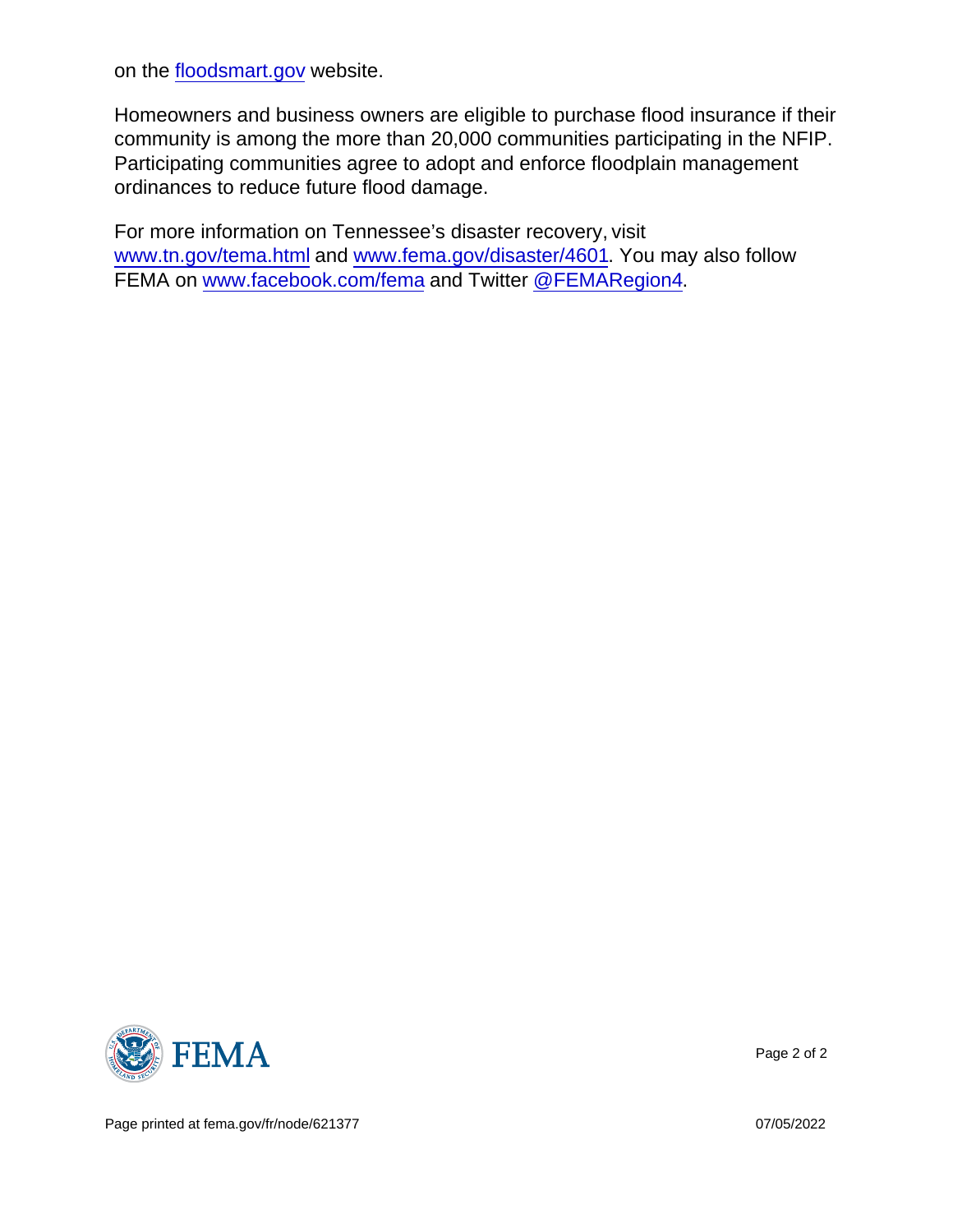on the floodsmart.gov website.

Homeowners and business owners are eligible to purchase flood insurance if their community is among the more than 20,000 communities participating in the NFIP. Participating communities agree to adopt and enforce floodplain management ordinances to reduce future flood damage.

For more information on Tennessee's disaster recovery, visit www.tn.gov/tema.html and www.fema.gov/disaster/4601. You may also follow FEMA on www.facebook.com/fema and Twitter @FEMARegion4.